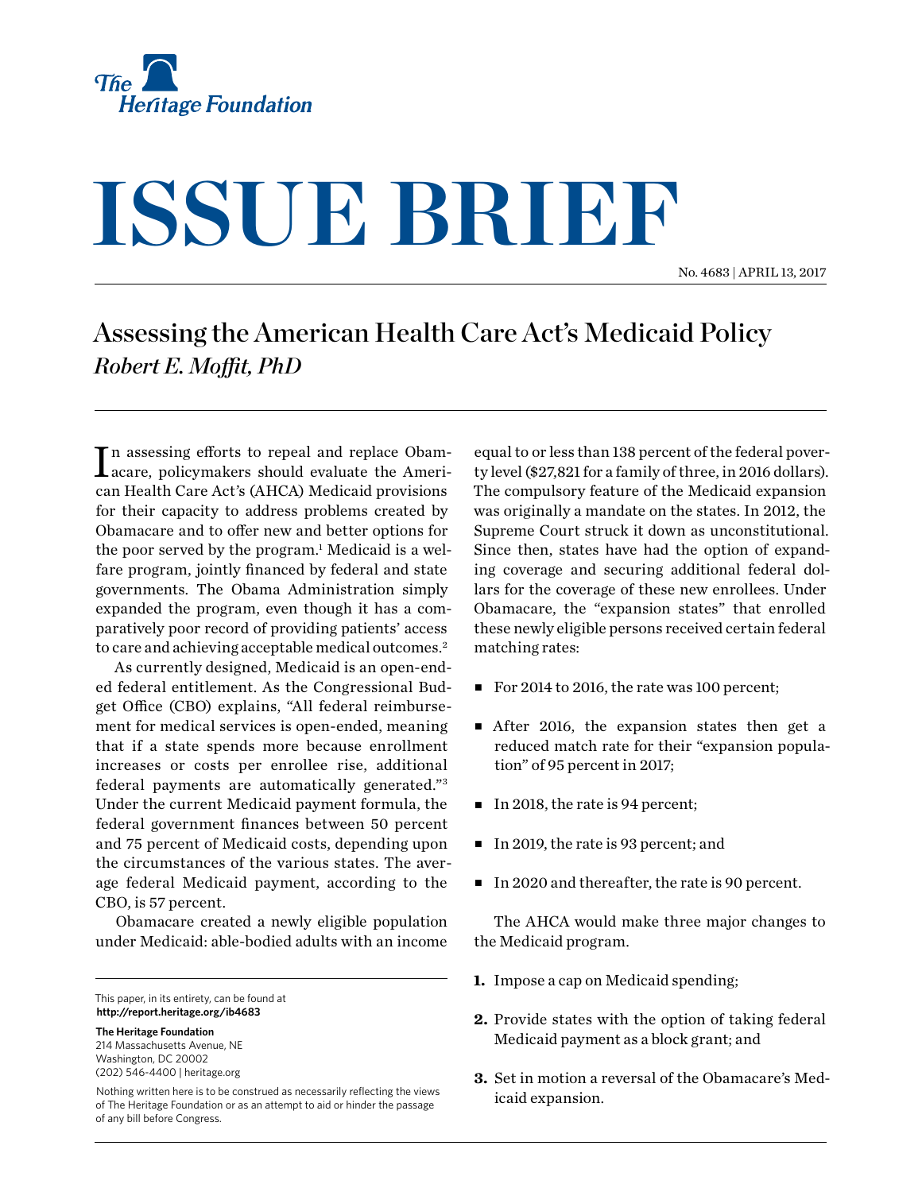The Heritage Foundation

# ISSUE BRIEF

No. 4683 | APRIL 13, 2017

## Assessing the American Health Care Act's Medicaid Policy

*Robert E. Moffit, PhD*

In assessing efforts to repeal and replace Obamacare, policymakers should evaluate the American Health Care Act's (AHCA) Medicaid provisions for their capacity to address problems created by Obamacare and to offer new and better options for the poor served by the program.[1] Medicaid is a welfare program, jointly financed by federal and state governments. The Obama Administration simply expanded the program, even though it has a comparatively poor record of providing patients' access to care and achieving acceptable medical outcomes.[2]

As currently designed, Medicaid is an open-ended federal entitlement. As the Congressional Budget Office (CBO) explains, "All federal reimbursement for medical services is open-ended, meaning that if a state spends more because enrollment increases or costs per enrollee rise, additional federal payments are automatically generated."[3] Under the current Medicaid payment formula, the federal government finances between 50 percent and 75 percent of Medicaid costs, depending upon the circumstances of the various states. The average federal Medicaid payment, according to the CBO, is 57 percent.

Obamacare created a newly eligible population under Medicaid: able-bodied adults with an income equal to or less than 138 percent of the federal poverty level ($27,821 for a family of three, in 2016 dollars). The compulsory feature of the Medicaid expansion was originally a mandate on the states. In 2012, the Supreme Court struck it down as unconstitutional. Since then, states have had the option of expanding coverage and securing additional federal dollars for the coverage of these new enrollees. Under Obamacare, the "expansion states" that enrolled these newly eligible persons received certain federal matching rates:

- For 2014 to 2016, the rate was 100 percent;
- After 2016, the expansion states then get a reduced match rate for their "expansion population" of 95 percent in 2017;
- In 2018, the rate is 94 percent;
- In 2019, the rate is 93 percent; and
- In 2020 and thereafter, the rate is 90 percent.

The AHCA would make three major changes to the Medicaid program.

1. Impose a cap on Medicaid spending;
2. Provide states with the option of taking federal Medicaid payment as a block grant; and
3. Set in motion a reversal of the Obamacare's Medicaid expansion.

---

This paper, in its entirety, can be found at **http://report.heritage.org/ib4683**

**The Heritage Foundation**
214 Massachusetts Avenue, NE
Washington, DC 20002
(202) 546-4400 | heritage.org

Nothing written here is to be construed as necessarily reflecting the views of The Heritage Foundation or as an attempt to aid or hinder the passage of any bill before Congress.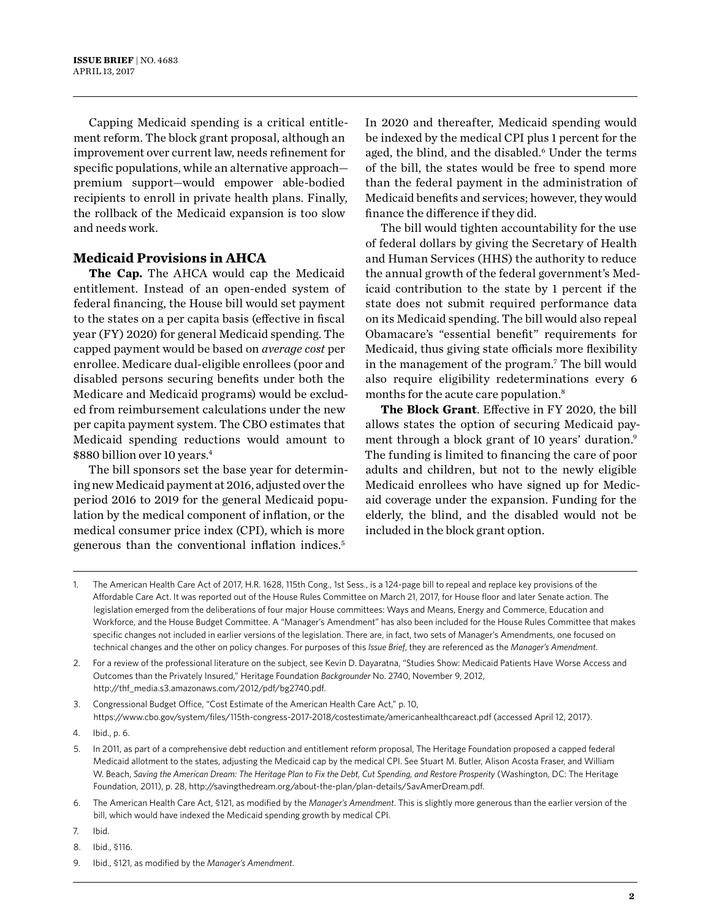Capping Medicaid spending is a critical entitlement reform. The block grant proposal, although an improvement over current law, needs refinement for specific populations, while an alternative approach—premium support—would empower able-bodied recipients to enroll in private health plans. Finally, the rollback of the Medicaid expansion is too slow and needs work.

## Medicaid Provisions in AHCA

**The Cap.** The AHCA would cap the Medicaid entitlement. Instead of an open-ended system of federal financing, the House bill would set payment to the states on a per capita basis (effective in fiscal year (FY) 2020) for general Medicaid spending. The capped payment would be based on *average cost* per enrollee. Medicare dual-eligible enrollees (poor and disabled persons securing benefits under both the Medicare and Medicaid programs) would be excluded from reimbursement calculations under the new per capita payment system. The CBO estimates that Medicaid spending reductions would amount to $880 billion over 10 years.[4]

The bill sponsors set the base year for determining new Medicaid payment at 2016, adjusted over the period 2016 to 2019 for the general Medicaid population by the medical component of inflation, or the medical consumer price index (CPI), which is more generous than the conventional inflation indices.[5] In 2020 and thereafter, Medicaid spending would be indexed by the medical CPI plus 1 percent for the aged, the blind, and the disabled.[6] Under the terms of the bill, the states would be free to spend more than the federal payment in the administration of Medicaid benefits and services; however, they would finance the difference if they did.

The bill would tighten accountability for the use of federal dollars by giving the Secretary of Health and Human Services (HHS) the authority to reduce the annual growth of the federal government's Medicaid contribution to the state by 1 percent if the state does not submit required performance data on its Medicaid spending. The bill would also repeal Obamacare's "essential benefit" requirements for Medicaid, thus giving state officials more flexibility in the management of the program.[7] The bill would also require eligibility redeterminations every 6 months for the acute care population.[8]

**The Block Grant**. Effective in FY 2020, the bill allows states the option of securing Medicaid payment through a block grant of 10 years' duration.[9] The funding is limited to financing the care of poor adults and children, but not to the newly eligible Medicaid enrollees who have signed up for Medicaid coverage under the expansion. Funding for the elderly, the blind, and the disabled would not be included in the block grant option.

---

1. The American Health Care Act of 2017, H.R. 1628, 115th Cong., 1st Sess., is a 124-page bill to repeal and replace key provisions of the Affordable Care Act. It was reported out of the House Rules Committee on March 21, 2017, for House floor and later Senate action. The legislation emerged from the deliberations of four major House committees: Ways and Means, Energy and Commerce, Education and Workforce, and the House Budget Committee. A "Manager's Amendment" has also been included for the House Rules Committee that makes specific changes not included in earlier versions of the legislation. There are, in fact, two sets of Manager's Amendments, one focused on technical changes and the other on policy changes. For purposes of this *Issue Brief*, they are referenced as the *Manager's Amendment*.
2. For a review of the professional literature on the subject, see Kevin D. Dayaratna, "Studies Show: Medicaid Patients Have Worse Access and Outcomes than the Privately Insured," Heritage Foundation *Backgrounder* No. 2740, November 9, 2012, http://thf_media.s3.amazonaws.com/2012/pdf/bg2740.pdf.
3. Congressional Budget Office, "Cost Estimate of the American Health Care Act," p. 10, https://www.cbo.gov/system/files/115th-congress-2017-2018/costestimate/americanhealthcareact.pdf (accessed April 12, 2017).
4. Ibid., p. 6.
5. In 2011, as part of a comprehensive debt reduction and entitlement reform proposal, The Heritage Foundation proposed a capped federal Medicaid allotment to the states, adjusting the Medicaid cap by the medical CPI. See Stuart M. Butler, Alison Acosta Fraser, and William W. Beach, *Saving the American Dream: The Heritage Plan to Fix the Debt, Cut Spending, and Restore Prosperity* (Washington, DC: The Heritage Foundation, 2011), p. 28, http://savingthedream.org/about-the-plan/plan-details/SavAmerDream.pdf.
6. The American Health Care Act, §121, as modified by the *Manager's Amendment*. This is slightly more generous than the earlier version of the bill, which would have indexed the Medicaid spending growth by medical CPI.
7. Ibid.
8. Ibid., §116.
9. Ibid., §121, as modified by the *Manager's Amendment*.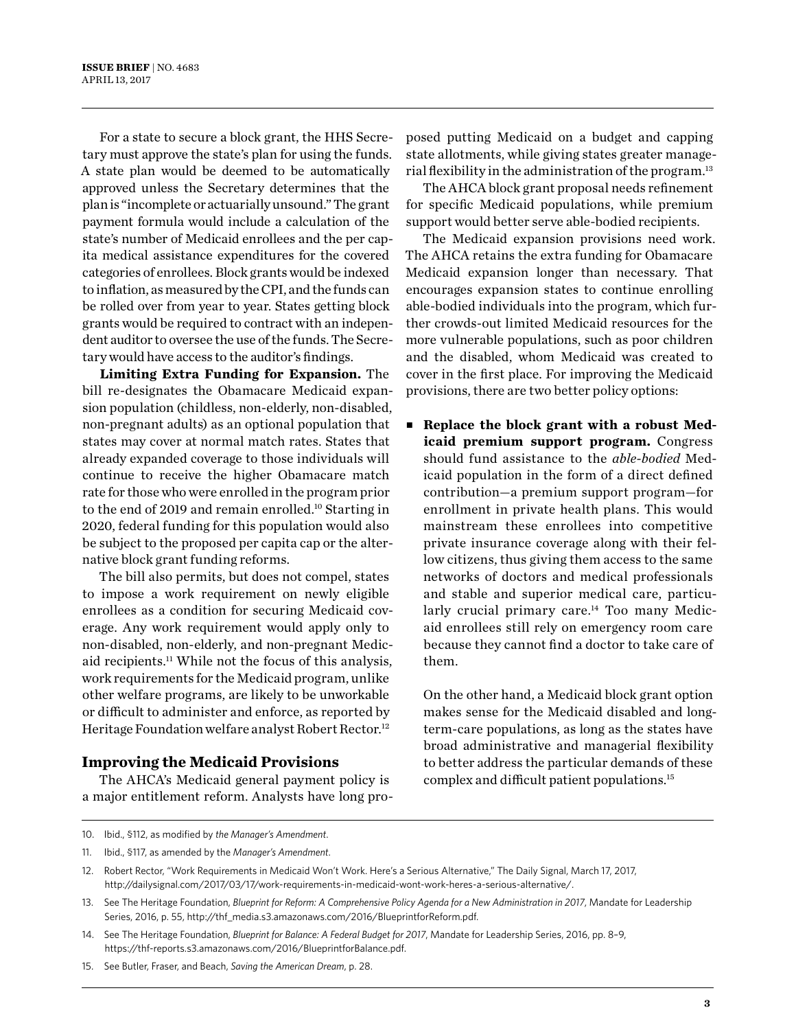For a state to secure a block grant, the HHS Secretary must approve the state's plan for using the funds. A state plan would be deemed to be automatically approved unless the Secretary determines that the plan is "incomplete or actuarially unsound." The grant payment formula would include a calculation of the state's number of Medicaid enrollees and the per capita medical assistance expenditures for the covered categories of enrollees. Block grants would be indexed to inflation, as measured by the CPI, and the funds can be rolled over from year to year. States getting block grants would be required to contract with an independent auditor to oversee the use of the funds. The Secretary would have access to the auditor's findings.

**Limiting Extra Funding for Expansion.** The bill re-designates the Obamacare Medicaid expansion population (childless, non-elderly, non-disabled, non-pregnant adults) as an optional population that states may cover at normal match rates. States that already expanded coverage to those individuals will continue to receive the higher Obamacare match rate for those who were enrolled in the program prior to the end of 2019 and remain enrolled.[10] Starting in 2020, federal funding for this population would also be subject to the proposed per capita cap or the alternative block grant funding reforms.

The bill also permits, but does not compel, states to impose a work requirement on newly eligible enrollees as a condition for securing Medicaid coverage. Any work requirement would apply only to non-disabled, non-elderly, and non-pregnant Medicaid recipients.[11] While not the focus of this analysis, work requirements for the Medicaid program, unlike other welfare programs, are likely to be unworkable or difficult to administer and enforce, as reported by Heritage Foundation welfare analyst Robert Rector.[12]

## Improving the Medicaid Provisions

The AHCA's Medicaid general payment policy is a major entitlement reform. Analysts have long proposed putting Medicaid on a budget and capping state allotments, while giving states greater managerial flexibility in the administration of the program.[13]

The AHCA block grant proposal needs refinement for specific Medicaid populations, while premium support would better serve able-bodied recipients.

The Medicaid expansion provisions need work. The AHCA retains the extra funding for Obamacare Medicaid expansion longer than necessary. That encourages expansion states to continue enrolling able-bodied individuals into the program, which further crowds-out limited Medicaid resources for the more vulnerable populations, such as poor children and the disabled, whom Medicaid was created to cover in the first place. For improving the Medicaid provisions, there are two better policy options:

- **Replace the block grant with a robust Medicaid premium support program.** Congress should fund assistance to the *able-bodied* Medicaid population in the form of a direct defined contribution—a premium support program—for enrollment in private health plans. This would mainstream these enrollees into competitive private insurance coverage along with their fellow citizens, thus giving them access to the same networks of doctors and medical professionals and stable and superior medical care, particularly crucial primary care.[14] Too many Medicaid enrollees still rely on emergency room care because they cannot find a doctor to take care of them.

  On the other hand, a Medicaid block grant option makes sense for the Medicaid disabled and long-term-care populations, as long as the states have broad administrative and managerial flexibility to better address the particular demands of these complex and difficult patient populations.[15]

---

10. Ibid., §112, as modified by *the Manager's Amendment*.
11. Ibid., §117, as amended by the *Manager's Amendment*.
12. Robert Rector, "Work Requirements in Medicaid Won't Work. Here's a Serious Alternative," The Daily Signal, March 17, 2017, http://dailysignal.com/2017/03/17/work-requirements-in-medicaid-wont-work-heres-a-serious-alternative/.
13. See The Heritage Foundation, *Blueprint for Reform: A Comprehensive Policy Agenda for a New Administration in 2017*, Mandate for Leadership Series, 2016, p. 55, http://thf_media.s3.amazonaws.com/2016/BlueprintforReform.pdf.
14. See The Heritage Foundation, *Blueprint for Balance: A Federal Budget for 2017*, Mandate for Leadership Series, 2016, pp. 8–9, https://thf-reports.s3.amazonaws.com/2016/BlueprintforBalance.pdf.
15. See Butler, Fraser, and Beach, *Saving the American Dream*, p. 28.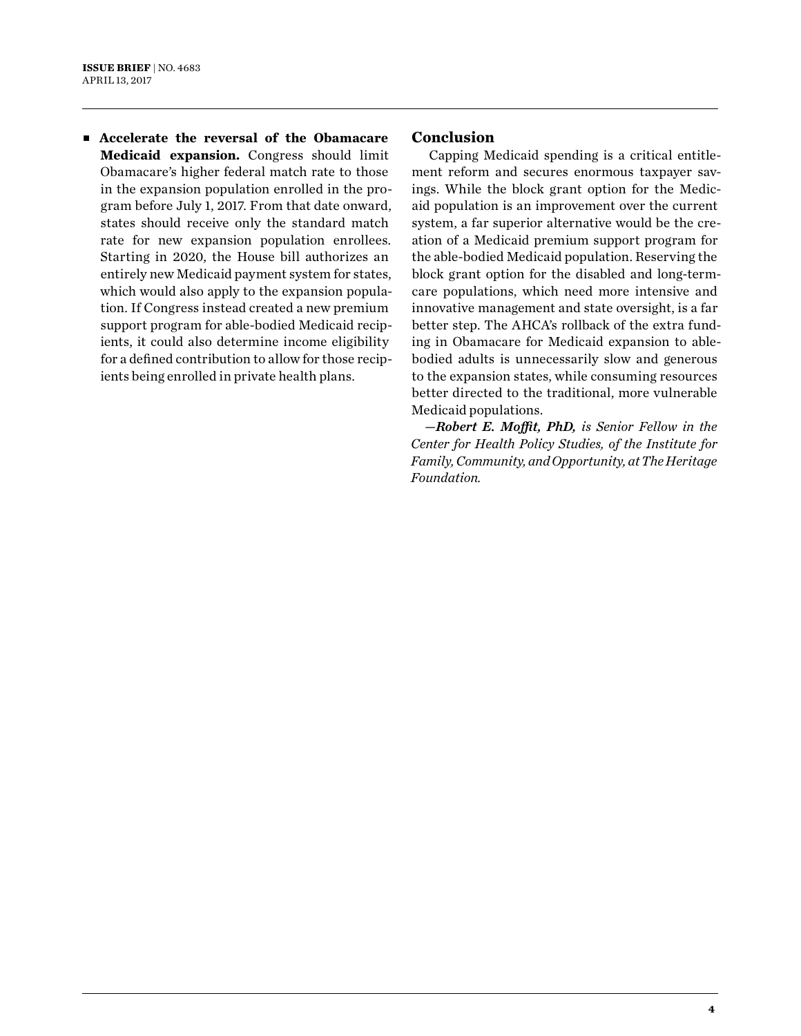- **Accelerate the reversal of the Obamacare Medicaid expansion.** Congress should limit Obamacare's higher federal match rate to those in the expansion population enrolled in the program before July 1, 2017. From that date onward, states should receive only the standard match rate for new expansion population enrollees. Starting in 2020, the House bill authorizes an entirely new Medicaid payment system for states, which would also apply to the expansion population. If Congress instead created a new premium support program for able-bodied Medicaid recipients, it could also determine income eligibility for a defined contribution to allow for those recipients being enrolled in private health plans.

## Conclusion

Capping Medicaid spending is a critical entitlement reform and secures enormous taxpayer savings. While the block grant option for the Medicaid population is an improvement over the current system, a far superior alternative would be the creation of a Medicaid premium support program for the able-bodied Medicaid population. Reserving the block grant option for the disabled and long-term-care populations, which need more intensive and innovative management and state oversight, is a far better step. The AHCA's rollback of the extra funding in Obamacare for Medicaid expansion to able-bodied adults is unnecessarily slow and generous to the expansion states, while consuming resources better directed to the traditional, more vulnerable Medicaid populations.

*—**Robert E. Moffit, PhD,** is Senior Fellow in the Center for Health Policy Studies, of the Institute for Family, Community, and Opportunity, at The Heritage Foundation.*